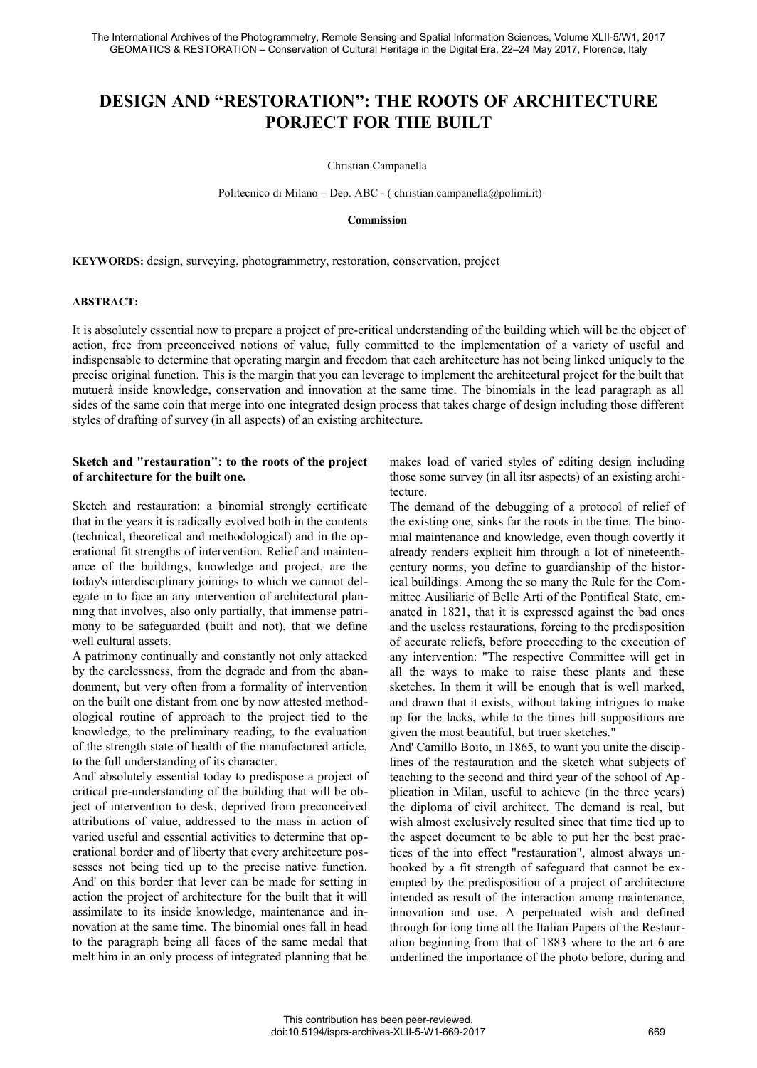# DESIGN AND "RESTORATION": THE ROOTS OF ARCHITECTURE PORJECT FOR THE BUILT

Christian Campanella

Politecnico di Milano – Dep. ABC - ( christian.campanella@polimi.it)

**Commission**

**KEYWORDS:** design, surveying, photogrammetry, restoration, conservation, project

**ABSTRACT:**

It is absolutely essential now to prepare a project of pre-critical understanding of the building which will be the object of action, free from preconceived notions of value, fully committed to the implementation of a variety of useful and indispensable to determine that operating margin and freedom that each architecture has not being linked uniquely to the precise original function. This is the margin that you can leverage to implement the architectural project for the built that mutuerà inside knowledge, conservation and innovation at the same time. The binomials in the lead paragraph as all sides of the same coin that merge into one integrated design process that takes charge of design including those different styles of drafting of survey (in all aspects) of an existing architecture.

### Sketch and "restauration": to the roots of the project of architecture for the built one.

Sketch and restauration: a binomial strongly certificate that in the years it is radically evolved both in the contents (technical, theoretical and methodological) and in the operational fit strengths of intervention. Relief and maintenance of the buildings, knowledge and project, are the today's interdisciplinary joinings to which we cannot delegate in to face an any intervention of architectural planning that involves, also only partially, that immense patrimony to be safeguarded (built and not), that we define well cultural assets.

A patrimony continually and constantly not only attacked by the carelessness, from the degrade and from the abandonment, but very often from a formality of intervention on the built one distant from one by now attested methodological routine of approach to the project tied to the knowledge, to the preliminary reading, to the evaluation of the strength state of health of the manufactured article, to the full understanding of its character.

And' absolutely essential today to predispose a project of critical pre-understanding of the building that will be object of intervention to desk, deprived from preconceived attributions of value, addressed to the mass in action of varied useful and essential activities to determine that operational border and of liberty that every architecture possesses not being tied up to the precise native function. And' on this border that lever can be made for setting in action the project of architecture for the built that it will assimilate to its inside knowledge, maintenance and innovation at the same time. The binomial ones fall in head to the paragraph being all faces of the same medal that melt him in an only process of integrated planning that he makes load of varied styles of editing design including those some survey (in all itsr aspects) of an existing architecture.

The demand of the debugging of a protocol of relief of the existing one, sinks far the roots in the time. The binomial maintenance and knowledge, even though covertly it already renders explicit him through a lot of nineteenth-century norms, you define to guardianship of the historical buildings. Among the so many the Rule for the Committee Ausiliarie of Belle Arti of the Pontifical State, emanated in 1821, that it is expressed against the bad ones and the useless restaurations, forcing to the predisposition of accurate reliefs, before proceeding to the execution of any intervention: "The respective Committee will get in all the ways to make to raise these plants and these sketches. In them it will be enough that is well marked, and drawn that it exists, without taking intrigues to make up for the lacks, while to the times hill suppositions are given the most beautiful, but truer sketches."

And' Camillo Boito, in 1865, to want you unite the disciplines of the restauration and the sketch what subjects of teaching to the second and third year of the school of Application in Milan, useful to achieve (in the three years) the diploma of civil architect. The demand is real, but wish almost exclusively resulted since that time tied up to the aspect document to be able to put her the best practices of the into effect "restauration", almost always unhooked by a fit strength of safeguard that cannot be exempted by the predisposition of a project of architecture intended as result of the interaction among maintenance, innovation and use. A perpetuated wish and defined through for long time all the Italian Papers of the Restauration beginning from that of 1883 where to the art 6 are underlined the importance of the photo before, during and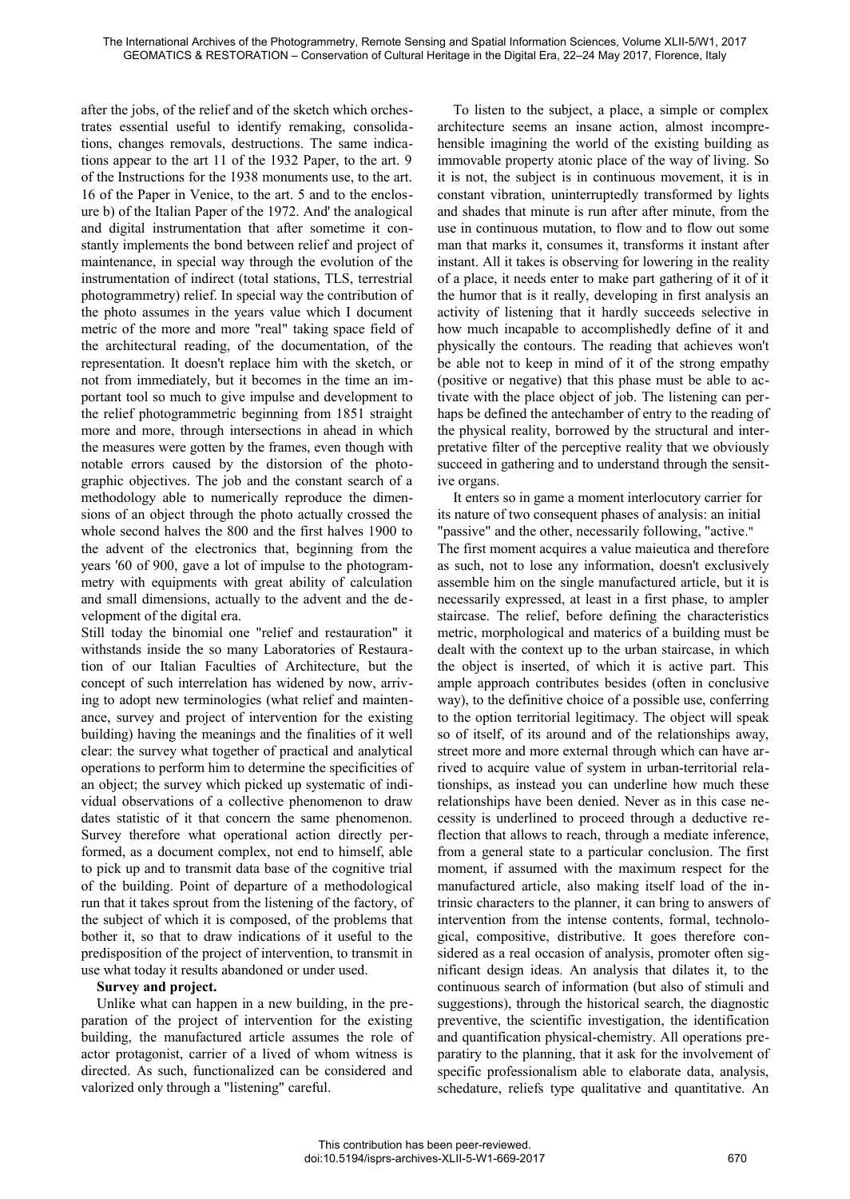after the jobs, of the relief and of the sketch which orchestrates essential useful to identify remaking, consolidations, changes removals, destructions. The same indications appear to the art 11 of the 1932 Paper, to the art. 9 of the Instructions for the 1938 monuments use, to the art. 16 of the Paper in Venice, to the art. 5 and to the enclosure b) of the Italian Paper of the 1972. And' the analogical and digital instrumentation that after sometime it constantly implements the bond between relief and project of maintenance, in special way through the evolution of the instrumentation of indirect (total stations, TLS, terrestrial photogrammetry) relief. In special way the contribution of the photo assumes in the years value which I document metric of the more and more "real" taking space field of the architectural reading, of the documentation, of the representation. It doesn't replace him with the sketch, or not from immediately, but it becomes in the time an important tool so much to give impulse and development to the relief photogrammetric beginning from 1851 straight more and more, through intersections in ahead in which the measures were gotten by the frames, even though with notable errors caused by the distorsion of the photographic objectives. The job and the constant search of a methodology able to numerically reproduce the dimensions of an object through the photo actually crossed the whole second halves the 800 and the first halves 1900 to the advent of the electronics that, beginning from the years '60 of 900, gave a lot of impulse to the photogrammetry with equipments with great ability of calculation and small dimensions, actually to the advent and the development of the digital era.

Still today the binomial one "relief and restauration" it withstands inside the so many Laboratories of Restauration of our Italian Faculties of Architecture, but the concept of such interrelation has widened by now, arriving to adopt new terminologies (what relief and maintenance, survey and project of intervention for the existing building) having the meanings and the finalities of it well clear: the survey what together of practical and analytical operations to perform him to determine the specificities of an object; the survey which picked up systematic of individual observations of a collective phenomenon to draw dates statistic of it that concern the same phenomenon. Survey therefore what operational action directly performed, as a document complex, not end to himself, able to pick up and to transmit data base of the cognitive trial of the building. Point of departure of a methodological run that it takes sprout from the listening of the factory, of the subject of which it is composed, of the problems that bother it, so that to draw indications of it useful to the predisposition of the project of intervention, to transmit in use what today it results abandoned or under used.

**Survey and project.**

Unlike what can happen in a new building, in the preparation of the project of intervention for the existing building, the manufactured article assumes the role of actor protagonist, carrier of a lived of whom witness is directed. As such, functionalized can be considered and valorized only through a "listening" careful.

To listen to the subject, a place, a simple or complex architecture seems an insane action, almost incomprehensible imagining the world of the existing building as immovable property atonic place of the way of living. So it is not, the subject is in continuous movement, it is in constant vibration, uninterruptedly transformed by lights and shades that minute is run after after minute, from the use in continuous mutation, to flow and to flow out some man that marks it, consumes it, transforms it instant after instant. All it takes is observing for lowering in the reality of a place, it needs enter to make part gathering of it of it the humor that is it really, developing in first analysis an activity of listening that it hardly succeeds selective in how much incapable to accomplishedly define of it and physically the contours. The reading that achieves won't be able not to keep in mind of it of the strong empathy (positive or negative) that this phase must be able to activate with the place object of job. The listening can perhaps be defined the antechamber of entry to the reading of the physical reality, borrowed by the structural and interpretative filter of the perceptive reality that we obviously succeed in gathering and to understand through the sensitive organs.

It enters so in game a moment interlocutory carrier for its nature of two consequent phases of analysis: an initial "passive" and the other, necessarily following, "active." The first moment acquires a value maieutica and therefore as such, not to lose any information, doesn't exclusively assemble him on the single manufactured article, but it is necessarily expressed, at least in a first phase, to ampler staircase. The relief, before defining the characteristics metric, morphological and materics of a building must be dealt with the context up to the urban staircase, in which the object is inserted, of which it is active part. This ample approach contributes besides (often in conclusive way), to the definitive choice of a possible use, conferring to the option territorial legitimacy. The object will speak so of itself, of its around and of the relationships away, street more and more external through which can have arrived to acquire value of system in urban-territorial relationships, as instead you can underline how much these relationships have been denied. Never as in this case necessity is underlined to proceed through a deductive reflection that allows to reach, through a mediate inference, from a general state to a particular conclusion. The first moment, if assumed with the maximum respect for the manufactured article, also making itself load of the intrinsic characters to the planner, it can bring to answers of intervention from the intense contents, formal, technological, compositive, distributive. It goes therefore considered as a real occasion of analysis, promoter often significant design ideas. An analysis that dilates it, to the continuous search of information (but also of stimuli and suggestions), through the historical search, the diagnostic preventive, the scientific investigation, the identification and quantification physical-chemistry. All operations preparatiry to the planning, that it ask for the involvement of specific professionalism able to elaborate data, analysis, schedature, reliefs type qualitative and quantitative. An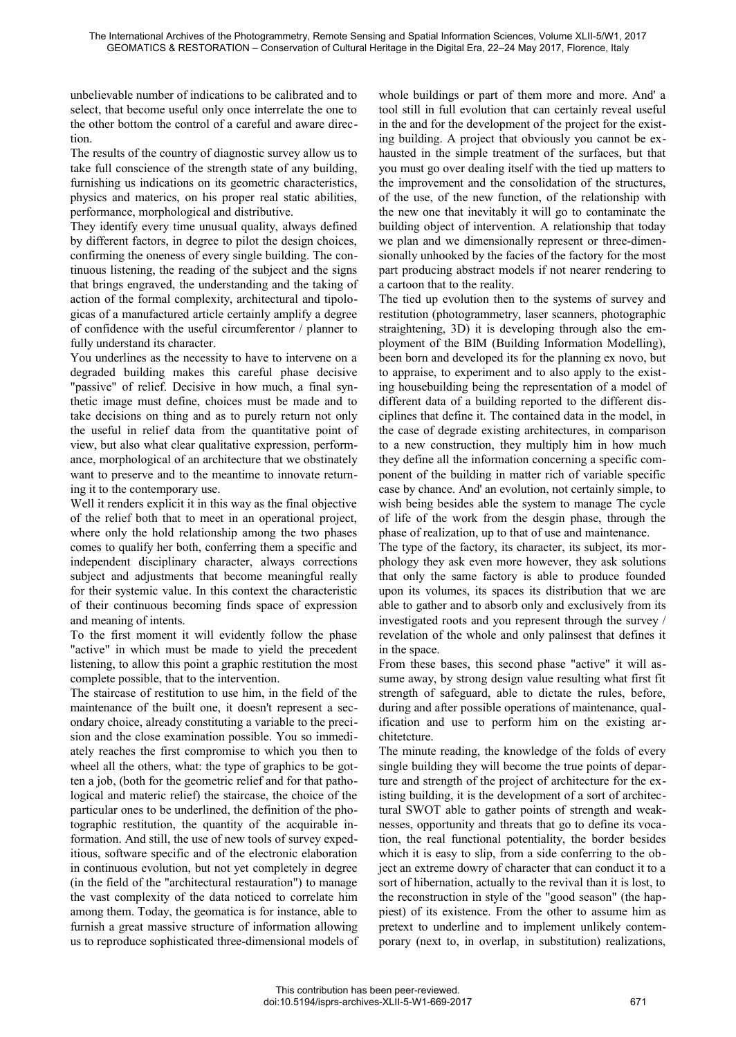unbelievable number of indications to be calibrated and to select, that become useful only once interrelate the one to the other bottom the control of a careful and aware direction.

The results of the country of diagnostic survey allow us to take full conscience of the strength state of any building, furnishing us indications on its geometric characteristics, physics and materics, on his proper real static abilities, performance, morphological and distributive.

They identify every time unusual quality, always defined by different factors, in degree to pilot the design choices, confirming the oneness of every single building. The continuous listening, the reading of the subject and the signs that brings engraved, the understanding and the taking of action of the formal complexity, architectural and tipologicas of a manufactured article certainly amplify a degree of confidence with the useful circumferentor / planner to fully understand its character.

You underlines as the necessity to have to intervene on a degraded building makes this careful phase decisive "passive" of relief. Decisive in how much, a final synthetic image must define, choices must be made and to take decisions on thing and as to purely return not only the useful in relief data from the quantitative point of view, but also what clear qualitative expression, performance, morphological of an architecture that we obstinately want to preserve and to the meantime to innovate returning it to the contemporary use.

Well it renders explicit it in this way as the final objective of the relief both that to meet in an operational project, where only the hold relationship among the two phases comes to qualify her both, conferring them a specific and independent disciplinary character, always corrections subject and adjustments that become meaningful really for their systemic value. In this context the characteristic of their continuous becoming finds space of expression and meaning of intents.

To the first moment it will evidently follow the phase "active" in which must be made to yield the precedent listening, to allow this point a graphic restitution the most complete possible, that to the intervention.

The staircase of restitution to use him, in the field of the maintenance of the built one, it doesn't represent a secondary choice, already constituting a variable to the precision and the close examination possible. You so immediately reaches the first compromise to which you then to wheel all the others, what: the type of graphics to be gotten a job, (both for the geometric relief and for that pathological and materic relief) the staircase, the choice of the particular ones to be underlined, the definition of the photographic restitution, the quantity of the acquirable information. And still, the use of new tools of survey expeditious, software specific and of the electronic elaboration in continuous evolution, but not yet completely in degree (in the field of the "architectural restauration") to manage the vast complexity of the data noticed to correlate him among them. Today, the geomatica is for instance, able to furnish a great massive structure of information allowing us to reproduce sophisticated three-dimensional models of whole buildings or part of them more and more. And' a tool still in full evolution that can certainly reveal useful in the and for the development of the project for the existing building. A project that obviously you cannot be exhausted in the simple treatment of the surfaces, but that you must go over dealing itself with the tied up matters to the improvement and the consolidation of the structures, of the use, of the new function, of the relationship with the new one that inevitably it will go to contaminate the building object of intervention. A relationship that today we plan and we dimensionally represent or three-dimensionally unhooked by the facies of the factory for the most part producing abstract models if not nearer rendering to a cartoon that to the reality.

The tied up evolution then to the systems of survey and restitution (photogrammetry, laser scanners, photographic straightening, 3D) it is developing through also the employment of the BIM (Building Information Modelling), been born and developed its for the planning ex novo, but to appraise, to experiment and to also apply to the existing housebuilding being the representation of a model of different data of a building reported to the different disciplines that define it. The contained data in the model, in the case of degrade existing architectures, in comparison to a new construction, they multiply him in how much they define all the information concerning a specific component of the building in matter rich of variable specific case by chance. And' an evolution, not certainly simple, to wish being besides able the system to manage The cycle of life of the work from the desgin phase, through the phase of realization, up to that of use and maintenance.

The type of the factory, its character, its subject, its morphology they ask even more however, they ask solutions that only the same factory is able to produce founded upon its volumes, its spaces its distribution that we are able to gather and to absorb only and exclusively from its investigated roots and you represent through the survey / revelation of the whole and only palinsest that defines it in the space.

From these bases, this second phase "active" it will assume away, by strong design value resulting what first fit strength of safeguard, able to dictate the rules, before, during and after possible operations of maintenance, qualification and use to perform him on the existing architetcture.

The minute reading, the knowledge of the folds of every single building they will become the true points of departure and strength of the project of architecture for the existing building, it is the development of a sort of architectural SWOT able to gather points of strength and weaknesses, opportunity and threats that go to define its vocation, the real functional potentiality, the border besides which it is easy to slip, from a side conferring to the object an extreme dowry of character that can conduct it to a sort of hibernation, actually to the revival than it is lost, to the reconstruction in style of the "good season" (the happiest) of its existence. From the other to assume him as pretext to underline and to implement unlikely contemporary (next to, in overlap, in substitution) realizations,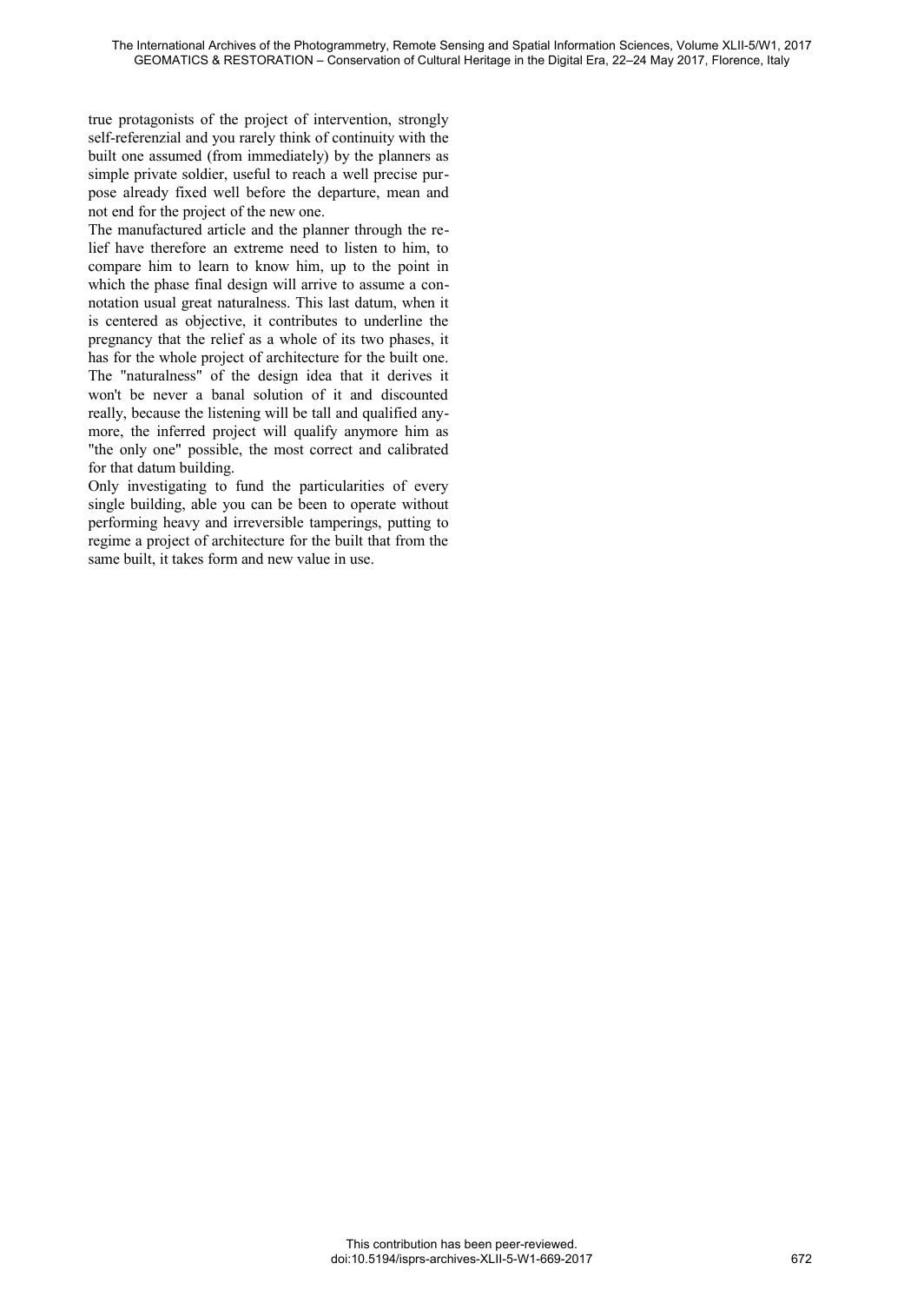true protagonists of the project of intervention, strongly self-referenzial and you rarely think of continuity with the built one assumed (from immediately) by the planners as simple private soldier, useful to reach a well precise purpose already fixed well before the departure, mean and not end for the project of the new one.

The manufactured article and the planner through the relief have therefore an extreme need to listen to him, to compare him to learn to know him, up to the point in which the phase final design will arrive to assume a connotation usual great naturalness. This last datum, when it is centered as objective, it contributes to underline the pregnancy that the relief as a whole of its two phases, it has for the whole project of architecture for the built one. The "naturalness" of the design idea that it derives it won't be never a banal solution of it and discounted really, because the listening will be tall and qualified anymore, the inferred project will qualify anymore him as "the only one" possible, the most correct and calibrated for that datum building.

Only investigating to fund the particularities of every single building, able you can be been to operate without performing heavy and irreversible tamperings, putting to regime a project of architecture for the built that from the same built, it takes form and new value in use.